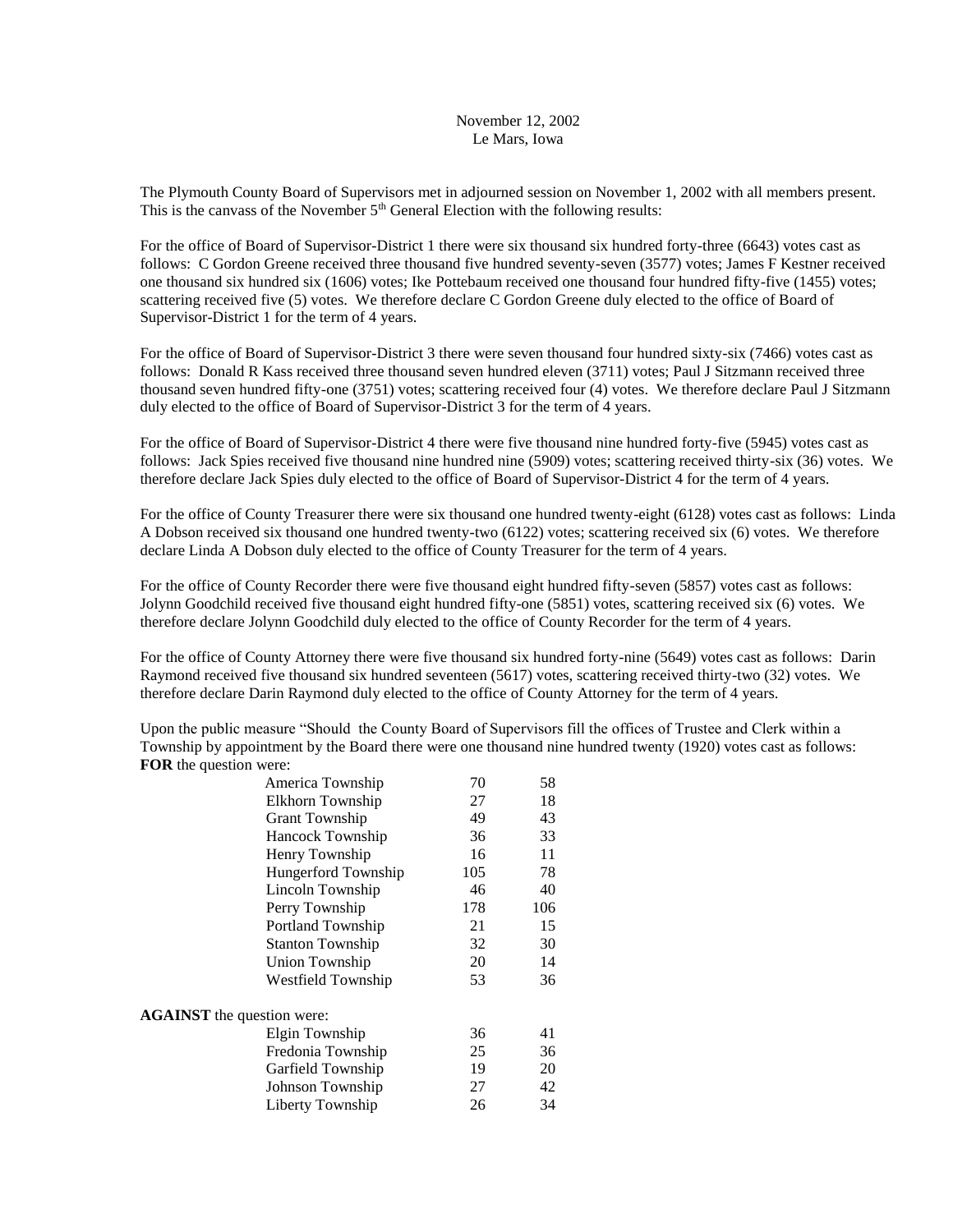November 12, 2002
Le Mars, Iowa

The Plymouth County Board of Supervisors met in adjourned session on November 1, 2002 with all members present. This is the canvass of the November 5th General Election with the following results:

For the office of Board of Supervisor-District 1 there were six thousand six hundred forty-three (6643) votes cast as follows: C Gordon Greene received three thousand five hundred seventy-seven (3577) votes; James F Kestner received one thousand six hundred six (1606) votes; Ike Pottebaum received one thousand four hundred fifty-five (1455) votes; scattering received five (5) votes. We therefore declare C Gordon Greene duly elected to the office of Board of Supervisor-District 1 for the term of 4 years.

For the office of Board of Supervisor-District 3 there were seven thousand four hundred sixty-six (7466) votes cast as follows: Donald R Kass received three thousand seven hundred eleven (3711) votes; Paul J Sitzmann received three thousand seven hundred fifty-one (3751) votes; scattering received four (4) votes. We therefore declare Paul J Sitzmann duly elected to the office of Board of Supervisor-District 3 for the term of 4 years.

For the office of Board of Supervisor-District 4 there were five thousand nine hundred forty-five (5945) votes cast as follows: Jack Spies received five thousand nine hundred nine (5909) votes; scattering received thirty-six (36) votes. We therefore declare Jack Spies duly elected to the office of Board of Supervisor-District 4 for the term of 4 years.

For the office of County Treasurer there were six thousand one hundred twenty-eight (6128) votes cast as follows: Linda A Dobson received six thousand one hundred twenty-two (6122) votes; scattering received six (6) votes. We therefore declare Linda A Dobson duly elected to the office of County Treasurer for the term of 4 years.

For the office of County Recorder there were five thousand eight hundred fifty-seven (5857) votes cast as follows: Jolynn Goodchild received five thousand eight hundred fifty-one (5851) votes, scattering received six (6) votes. We therefore declare Jolynn Goodchild duly elected to the office of County Recorder for the term of 4 years.

For the office of County Attorney there were five thousand six hundred forty-nine (5649) votes cast as follows: Darin Raymond received five thousand six hundred seventeen (5617) votes, scattering received thirty-two (32) votes. We therefore declare Darin Raymond duly elected to the office of County Attorney for the term of 4 years.

Upon the public measure "Should the County Board of Supervisors fill the offices of Trustee and Clerk within a Township by appointment by the Board there were one thousand nine hundred twenty (1920) votes cast as follows:

**FOR** the question were:

| | | |
|---|---|---|
| America Township | 70 | 58 |
| Elkhorn Township | 27 | 18 |
| Grant Township | 49 | 43 |
| Hancock Township | 36 | 33 |
| Henry Township | 16 | 11 |
| Hungerford Township | 105 | 78 |
| Lincoln Township | 46 | 40 |
| Perry Township | 178 | 106 |
| Portland Township | 21 | 15 |
| Stanton Township | 32 | 30 |
| Union Township | 20 | 14 |
| Westfield Township | 53 | 36 |

**AGAINST** the question were:

| | | |
|---|---|---|
| Elgin Township | 36 | 41 |
| Fredonia Township | 25 | 36 |
| Garfield Township | 19 | 20 |
| Johnson Township | 27 | 42 |
| Liberty Township | 26 | 34 |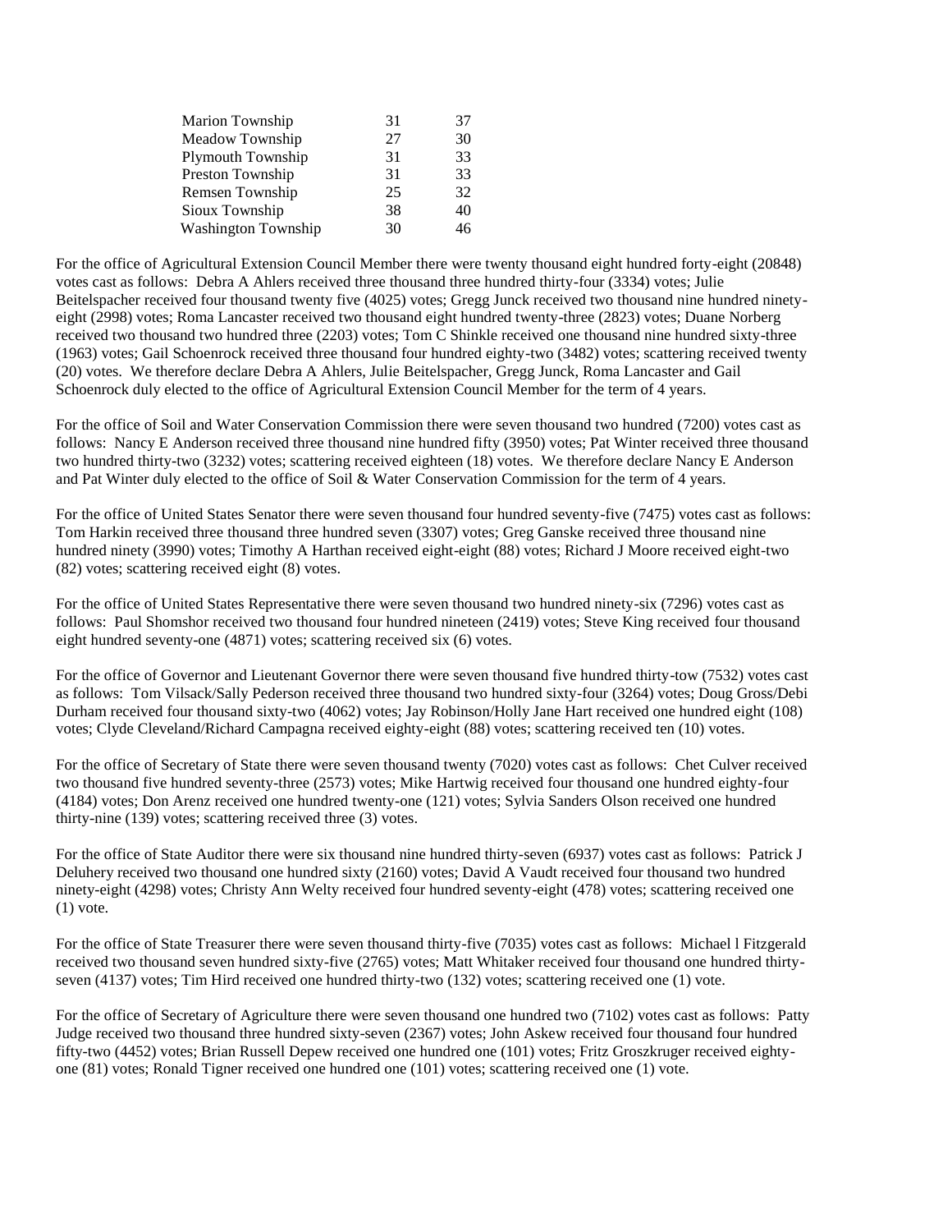| | | |
|---|---|---|
| Marion Township | 31 | 37 |
| Meadow Township | 27 | 30 |
| Plymouth Township | 31 | 33 |
| Preston Township | 31 | 33 |
| Remsen Township | 25 | 32 |
| Sioux Township | 38 | 40 |
| Washington Township | 30 | 46 |

For the office of Agricultural Extension Council Member there were twenty thousand eight hundred forty-eight (20848) votes cast as follows: Debra A Ahlers received three thousand three hundred thirty-four (3334) votes; Julie Beitelspacher received four thousand twenty five (4025) votes; Gregg Junck received two thousand nine hundred ninety-eight (2998) votes; Roma Lancaster received two thousand eight hundred twenty-three (2823) votes; Duane Norberg received two thousand two hundred three (2203) votes; Tom C Shinkle received one thousand nine hundred sixty-three (1963) votes; Gail Schoenrock received three thousand four hundred eighty-two (3482) votes; scattering received twenty (20) votes. We therefore declare Debra A Ahlers, Julie Beitelspacher, Gregg Junck, Roma Lancaster and Gail Schoenrock duly elected to the office of Agricultural Extension Council Member for the term of 4 years.

For the office of Soil and Water Conservation Commission there were seven thousand two hundred (7200) votes cast as follows: Nancy E Anderson received three thousand nine hundred fifty (3950) votes; Pat Winter received three thousand two hundred thirty-two (3232) votes; scattering received eighteen (18) votes. We therefore declare Nancy E Anderson and Pat Winter duly elected to the office of Soil & Water Conservation Commission for the term of 4 years.

For the office of United States Senator there were seven thousand four hundred seventy-five (7475) votes cast as follows: Tom Harkin received three thousand three hundred seven (3307) votes; Greg Ganske received three thousand nine hundred ninety (3990) votes; Timothy A Harthan received eight-eight (88) votes; Richard J Moore received eight-two (82) votes; scattering received eight (8) votes.

For the office of United States Representative there were seven thousand two hundred ninety-six (7296) votes cast as follows: Paul Shomshor received two thousand four hundred nineteen (2419) votes; Steve King received four thousand eight hundred seventy-one (4871) votes; scattering received six (6) votes.

For the office of Governor and Lieutenant Governor there were seven thousand five hundred thirty-tow (7532) votes cast as follows: Tom Vilsack/Sally Pederson received three thousand two hundred sixty-four (3264) votes; Doug Gross/Debi Durham received four thousand sixty-two (4062) votes; Jay Robinson/Holly Jane Hart received one hundred eight (108) votes; Clyde Cleveland/Richard Campagna received eighty-eight (88) votes; scattering received ten (10) votes.

For the office of Secretary of State there were seven thousand twenty (7020) votes cast as follows: Chet Culver received two thousand five hundred seventy-three (2573) votes; Mike Hartwig received four thousand one hundred eighty-four (4184) votes; Don Arenz received one hundred twenty-one (121) votes; Sylvia Sanders Olson received one hundred thirty-nine (139) votes; scattering received three (3) votes.

For the office of State Auditor there were six thousand nine hundred thirty-seven (6937) votes cast as follows: Patrick J Deluhery received two thousand one hundred sixty (2160) votes; David A Vaudt received four thousand two hundred ninety-eight (4298) votes; Christy Ann Welty received four hundred seventy-eight (478) votes; scattering received one (1) vote.

For the office of State Treasurer there were seven thousand thirty-five (7035) votes cast as follows: Michael l Fitzgerald received two thousand seven hundred sixty-five (2765) votes; Matt Whitaker received four thousand one hundred thirty-seven (4137) votes; Tim Hird received one hundred thirty-two (132) votes; scattering received one (1) vote.

For the office of Secretary of Agriculture there were seven thousand one hundred two (7102) votes cast as follows: Patty Judge received two thousand three hundred sixty-seven (2367) votes; John Askew received four thousand four hundred fifty-two (4452) votes; Brian Russell Depew received one hundred one (101) votes; Fritz Groszkruger received eighty-one (81) votes; Ronald Tigner received one hundred one (101) votes; scattering received one (1) vote.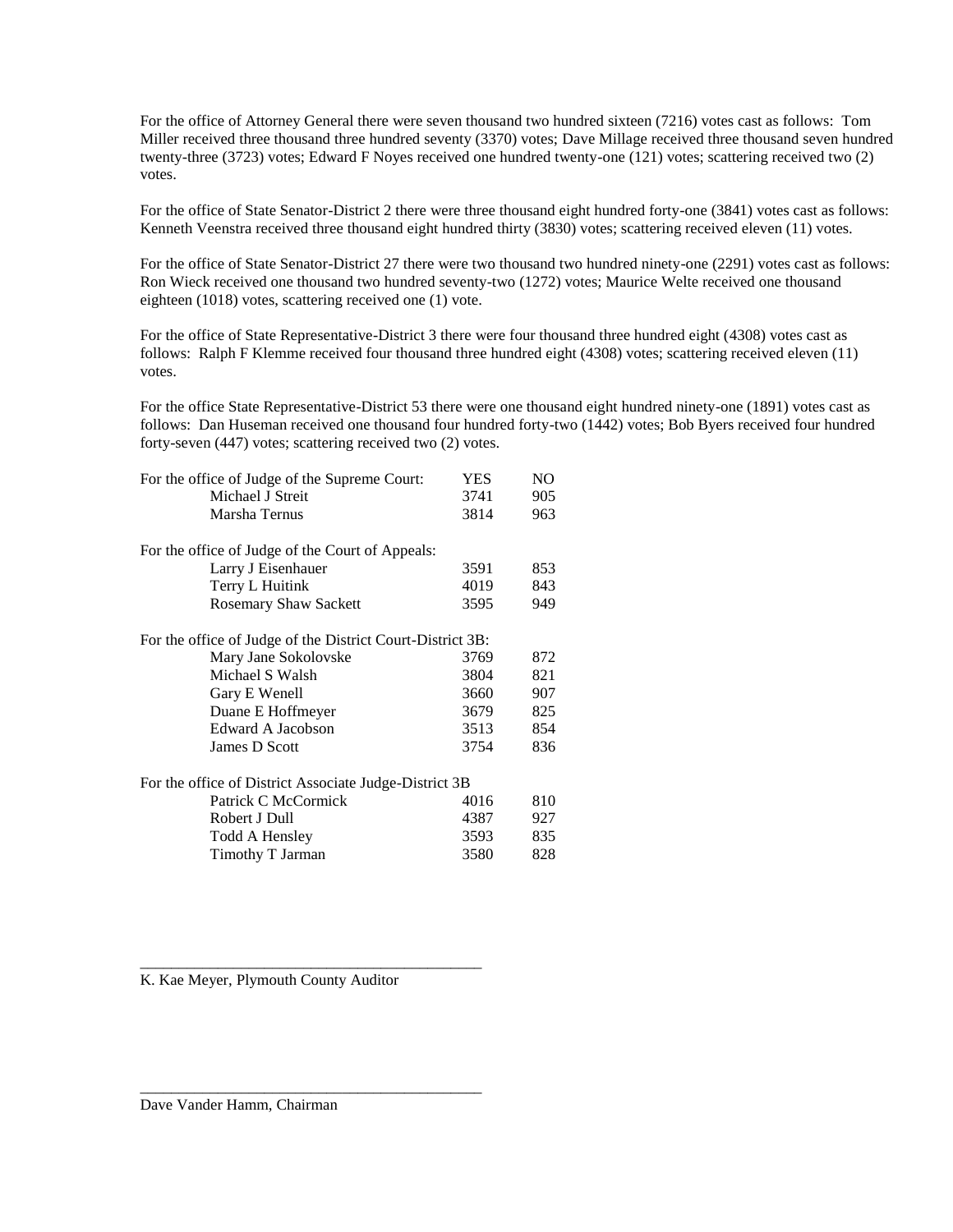For the office of Attorney General there were seven thousand two hundred sixteen (7216) votes cast as follows: Tom Miller received three thousand three hundred seventy (3370) votes; Dave Millage received three thousand seven hundred twenty-three (3723) votes; Edward F Noyes received one hundred twenty-one (121) votes; scattering received two (2) votes.

For the office of State Senator-District 2 there were three thousand eight hundred forty-one (3841) votes cast as follows: Kenneth Veenstra received three thousand eight hundred thirty (3830) votes; scattering received eleven (11) votes.

For the office of State Senator-District 27 there were two thousand two hundred ninety-one (2291) votes cast as follows: Ron Wieck received one thousand two hundred seventy-two (1272) votes; Maurice Welte received one thousand eighteen (1018) votes, scattering received one (1) vote.

For the office of State Representative-District 3 there were four thousand three hundred eight (4308) votes cast as follows: Ralph F Klemme received four thousand three hundred eight (4308) votes; scattering received eleven (11) votes.

For the office State Representative-District 53 there were one thousand eight hundred ninety-one (1891) votes cast as follows: Dan Huseman received one thousand four hundred forty-two (1442) votes; Bob Byers received four hundred forty-seven (447) votes; scattering received two (2) votes.

| | YES | NO |
|---|---|---|
| For the office of Judge of the Supreme Court: | | |
| Michael J Streit | 3741 | 905 |
| Marsha Ternus | 3814 | 963 |
| For the office of Judge of the Court of Appeals: | | |
| Larry J Eisenhauer | 3591 | 853 |
| Terry L Huitink | 4019 | 843 |
| Rosemary Shaw Sackett | 3595 | 949 |
| For the office of Judge of the District Court-District 3B: | | |
| Mary Jane Sokolovske | 3769 | 872 |
| Michael S Walsh | 3804 | 821 |
| Gary E Wenell | 3660 | 907 |
| Duane E Hoffmeyer | 3679 | 825 |
| Edward A Jacobson | 3513 | 854 |
| James D Scott | 3754 | 836 |
| For the office of District Associate Judge-District 3B | | |
| Patrick C McCormick | 4016 | 810 |
| Robert J Dull | 4387 | 927 |
| Todd A Hensley | 3593 | 835 |
| Timothy T Jarman | 3580 | 828 |

\_\_\_\_\_\_\_\_\_\_\_\_\_\_\_\_\_\_\_\_\_\_\_\_\_\_\_\_\_\_\_\_\_\_\_\_\_\_\_\_\_\_\_\_

K. Kae Meyer, Plymouth County Auditor

\_\_\_\_\_\_\_\_\_\_\_\_\_\_\_\_\_\_\_\_\_\_\_\_\_\_\_\_\_\_\_\_\_\_\_\_\_\_\_\_\_\_\_\_

Dave Vander Hamm, Chairman